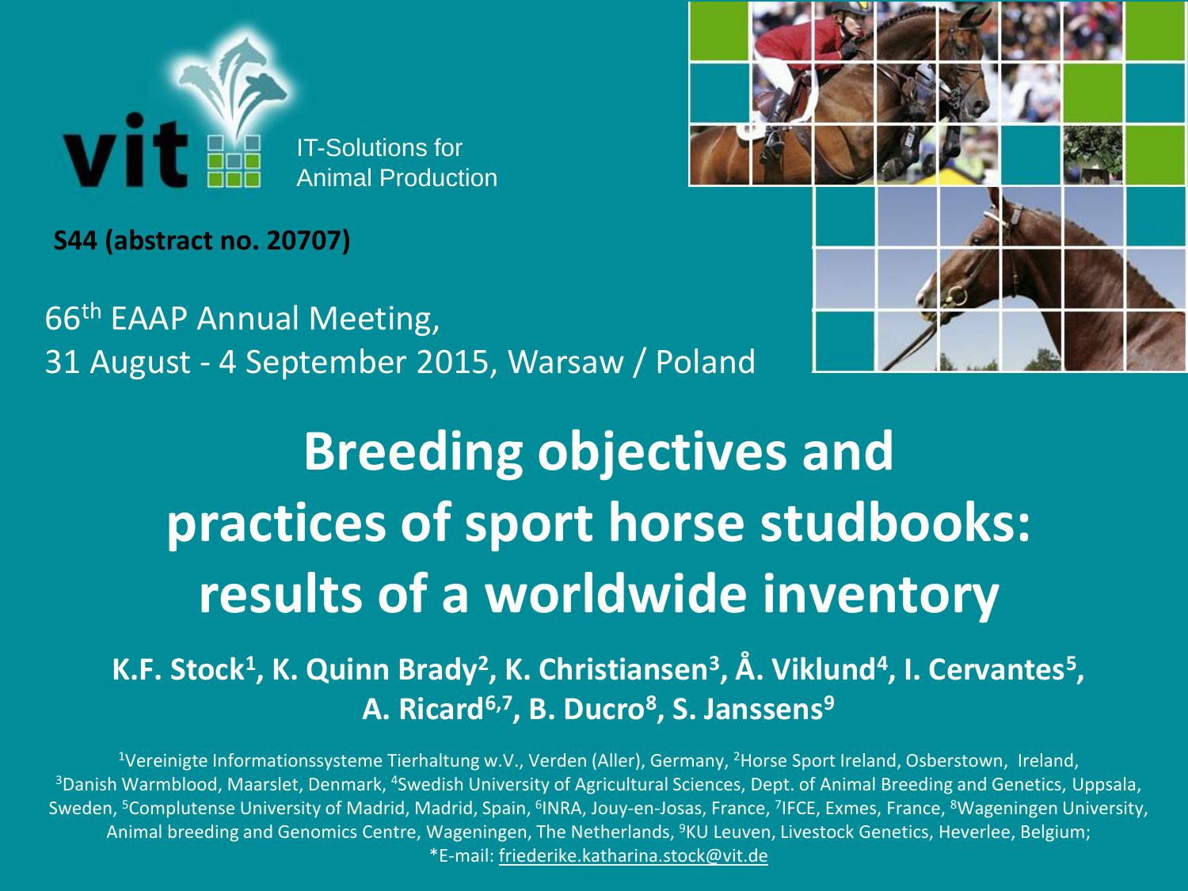vit IT-Solutions for Animal Production

**S44 (abstract no. 20707)**

66th EAAP Annual Meeting,
31 August - 4 September 2015, Warsaw / Poland

# Breeding objectives and practices of sport horse studbooks: results of a worldwide inventory

**K.F. Stock[1], K. Quinn Brady[2], K. Christiansen[3], Å. Viklund[4], I. Cervantes[5], A. Ricard[6,7], B. Ducro[8], S. Janssens[9]**

[1]Vereinigte Informationssysteme Tierhaltung w.V., Verden (Aller), Germany, [2]Horse Sport Ireland, Osberstown, Ireland, [3]Danish Warmblood, Maarslet, Denmark, [4]Swedish University of Agricultural Sciences, Dept. of Animal Breeding and Genetics, Uppsala, Sweden, [5]Complutense University of Madrid, Madrid, Spain, [6]INRA, Jouy-en-Josas, France, [7]IFCE, Exmes, France, [8]Wageningen University, Animal breeding and Genomics Centre, Wageningen, The Netherlands, [9]KU Leuven, Livestock Genetics, Heverlee, Belgium;
*E-mail: friederike.katharina.stock@vit.de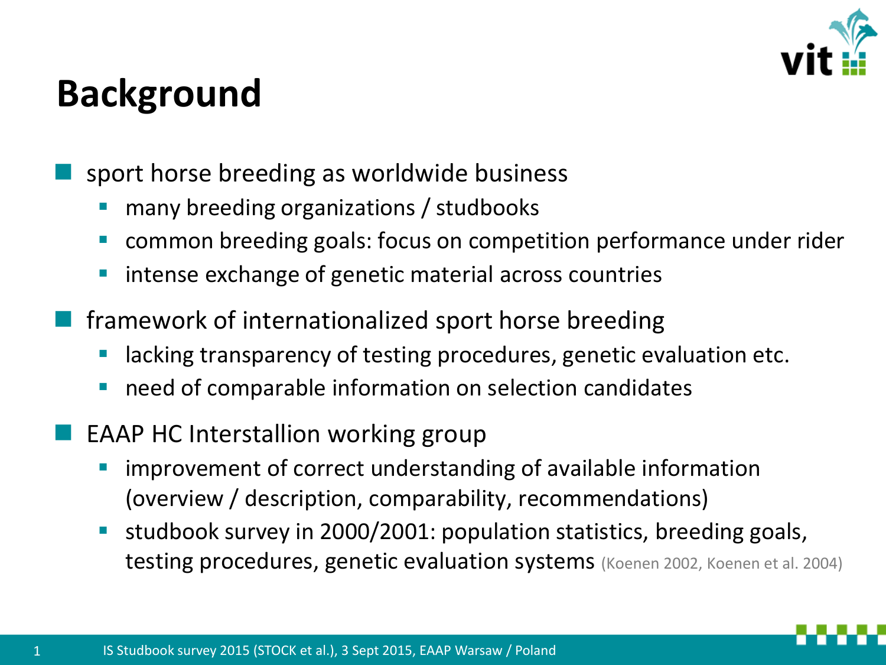# Background

- sport horse breeding as worldwide business
  - many breeding organizations / studbooks
  - common breeding goals: focus on competition performance under rider
  - intense exchange of genetic material across countries
- framework of internationalized sport horse breeding
  - lacking transparency of testing procedures, genetic evaluation etc.
  - need of comparable information on selection candidates
- EAAP HC Interstallion working group
  - improvement of correct understanding of available information (overview / description, comparability, recommendations)
  - studbook survey in 2000/2001: population statistics, breeding goals, testing procedures, genetic evaluation systems (Koenen 2002, Koenen et al. 2004)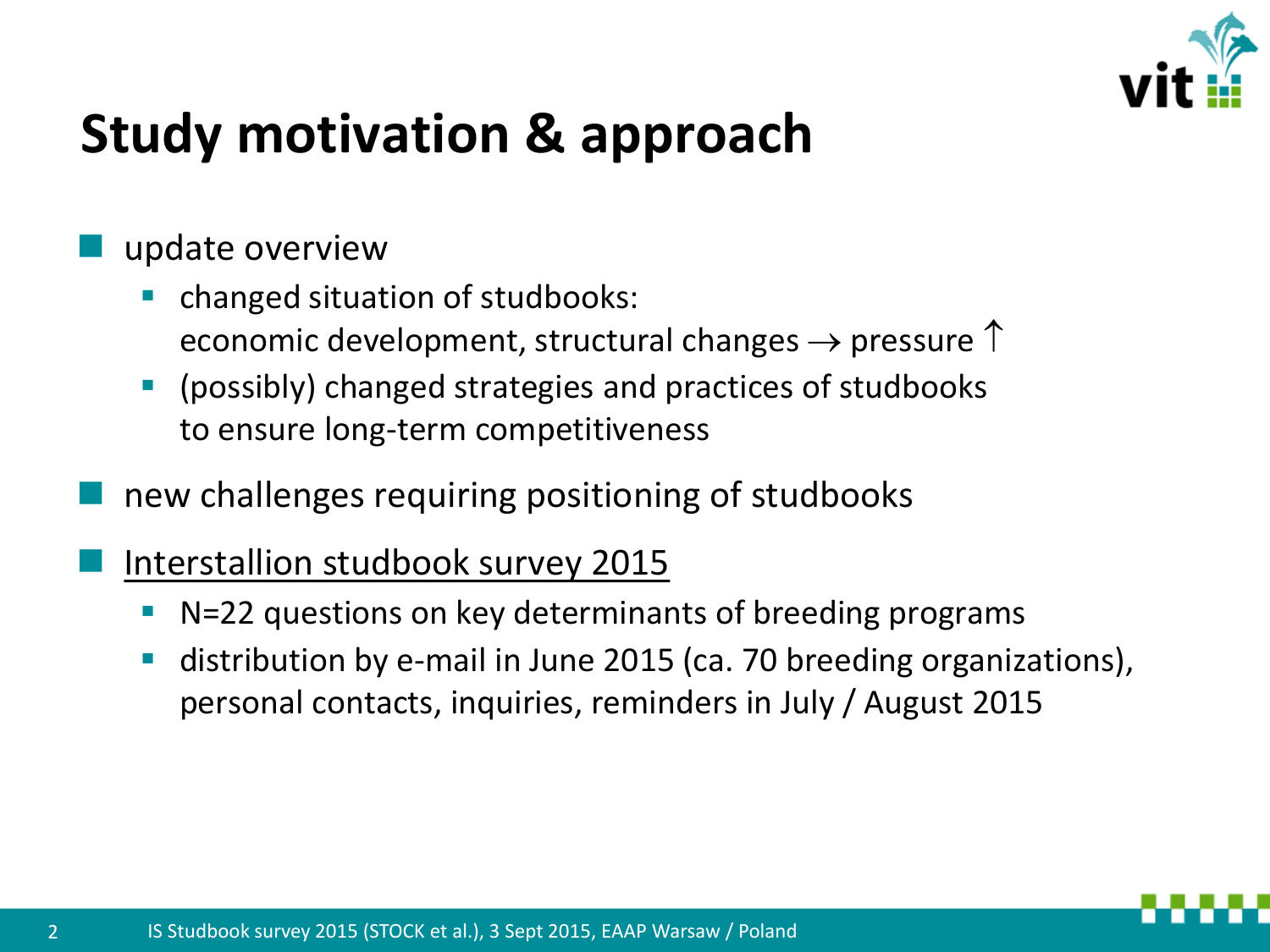# Study motivation & approach

- update overview
  - changed situation of studbooks:
    economic development, structural changes → pressure ↑
  - (possibly) changed strategies and practices of studbooks to ensure long-term competitiveness
- new challenges requiring positioning of studbooks
- <u>Interstallion studbook survey 2015</u>
  - N=22 questions on key determinants of breeding programs
  - distribution by e-mail in June 2015 (ca. 70 breeding organizations), personal contacts, inquiries, reminders in July / August 2015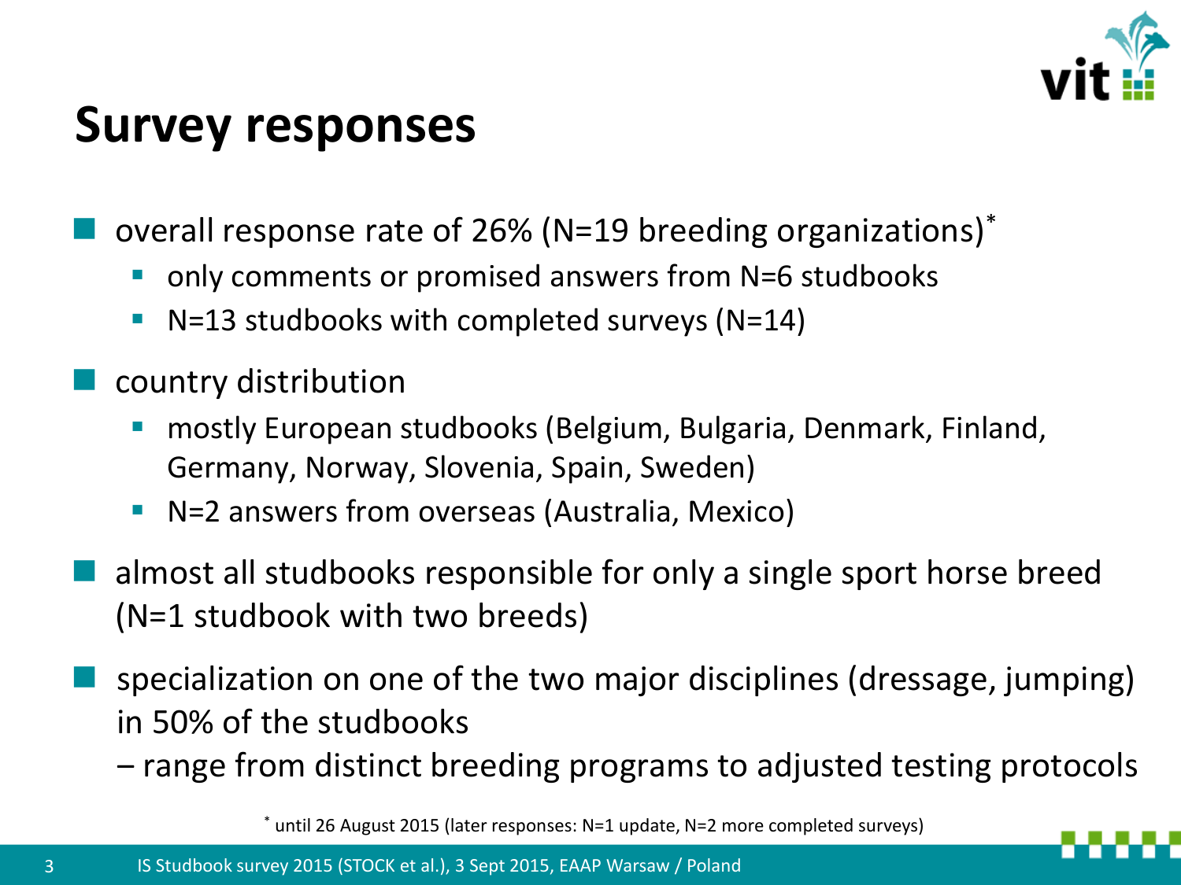# Survey responses

- overall response rate of 26% (N=19 breeding organizations)*
  - only comments or promised answers from N=6 studbooks
  - N=13 studbooks with completed surveys (N=14)
- country distribution
  - mostly European studbooks (Belgium, Bulgaria, Denmark, Finland, Germany, Norway, Slovenia, Spain, Sweden)
  - N=2 answers from overseas (Australia, Mexico)
- almost all studbooks responsible for only a single sport horse breed (N=1 studbook with two breeds)
- specialization on one of the two major disciplines (dressage, jumping) in 50% of the studbooks
  – range from distinct breeding programs to adjusted testing protocols

* until 26 August 2015 (later responses: N=1 update, N=2 more completed surveys)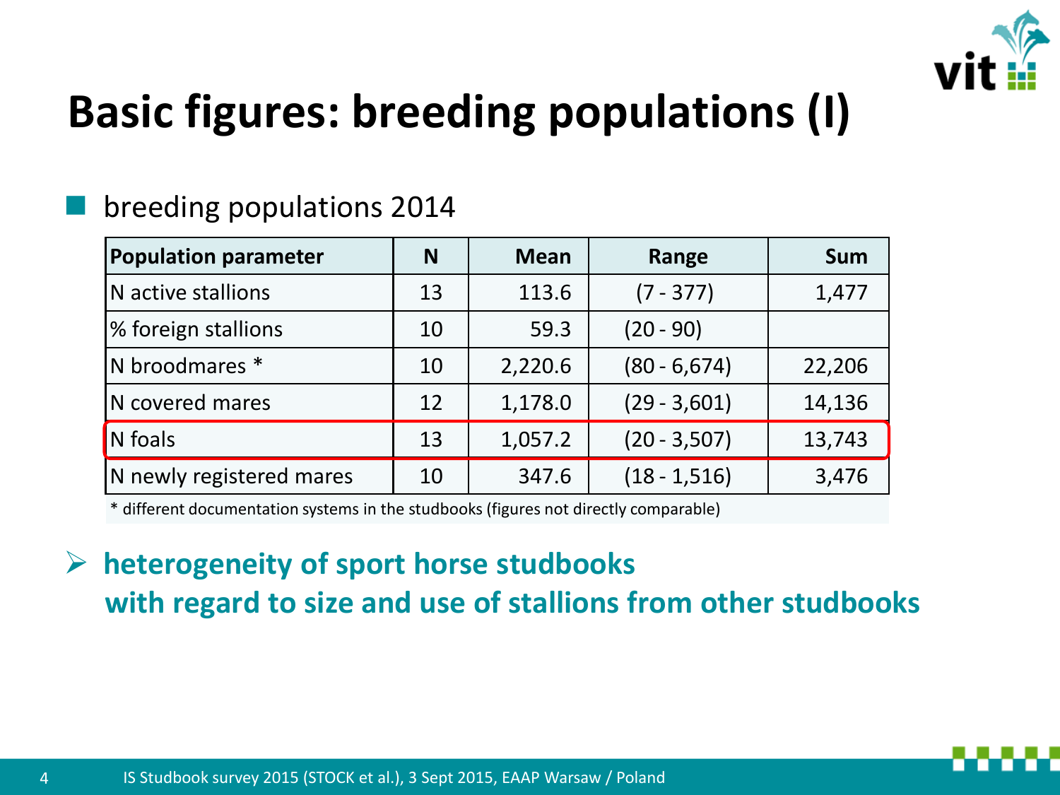# Basic figures: breeding populations (I)

- breeding populations 2014

| Population parameter | N | Mean | Range | Sum |
|---|---|---|---|---|
| N active stallions | 13 | 113.6 | (7 - 377) | 1,477 |
| % foreign stallions | 10 | 59.3 | (20 - 90) | |
| N broodmares * | 10 | 2,220.6 | (80 - 6,674) | 22,206 |
| N covered mares | 12 | 1,178.0 | (29 - 3,601) | 14,136 |
| N foals | 13 | 1,057.2 | (20 - 3,507) | 13,743 |
| N newly registered mares | 10 | 347.6 | (18 - 1,516) | 3,476 |

* different documentation systems in the studbooks (figures not directly comparable)

➢ **heterogeneity of sport horse studbooks with regard to size and use of stallions from other studbooks**

IS Studbook survey 2015 (STOCK et al.), 3 Sept 2015, EAAP Warsaw / Poland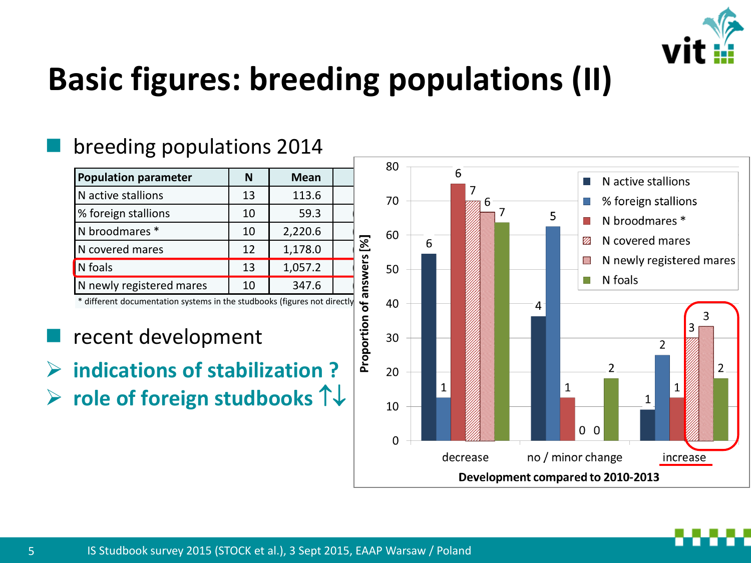# Basic figures: breeding populations (II)

- breeding populations 2014

| Population parameter | N | Mean |
|---|---|---|
| N active stallions | 13 | 113.6 |
| % foreign stallions | 10 | 59.3 |
| N broodmares * | 10 | 2,220.6 |
| N covered mares | 12 | 1,178.0 |
| N foals | 13 | 1,057.2 |
| N newly registered mares | 10 | 347.6 |

\* different documentation systems in the studbooks (figures not directly

- recent development

➢ **indications of stabilization ?**

➢ **role of foreign studbooks ↑↓**

Proportion of answers [%]

| Development compared to 2010-2013 | N active stallions | % foreign stallions | N broodmares * | N covered mares | N newly registered mares | N foals |
|---|---|---|---|---|---|---|
| decrease | 6 | 1 | 6 | 7 | 6 | 7 |
| no / minor change | 4 | 5 | 1 | 0 | 0 | 2 |
| increase | 1 | 2 | 1 | 3 | 3 | 2 |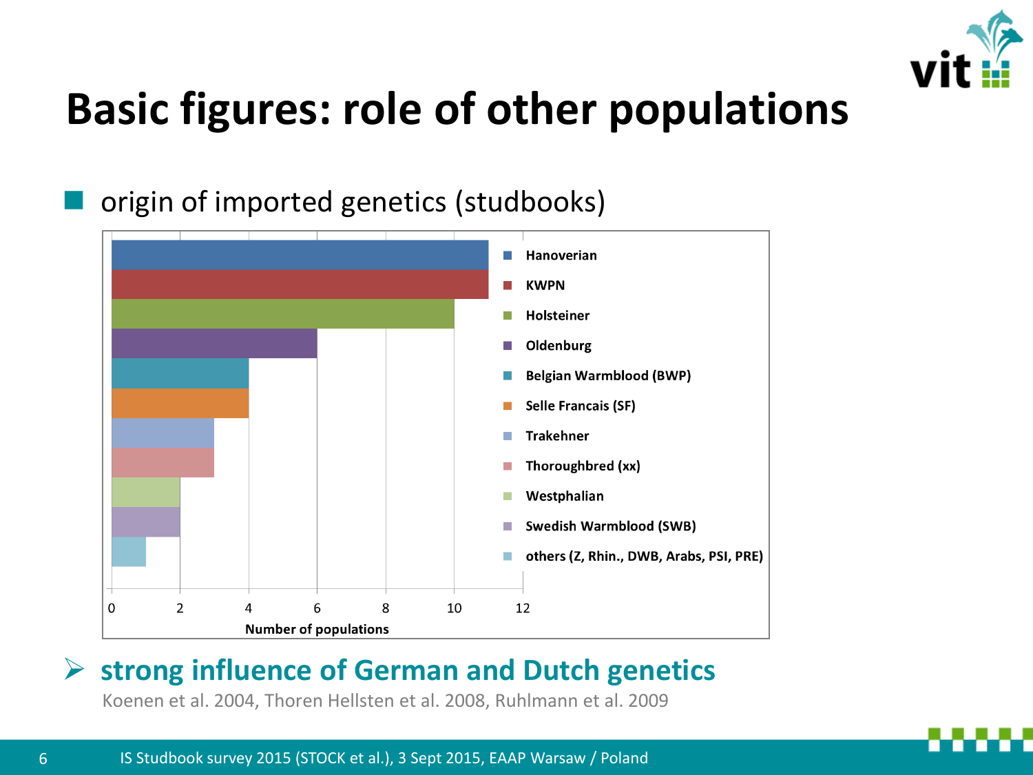# Basic figures: role of other populations

- origin of imported genetics (studbooks)

| Studbook | Number of populations |
| --- | --- |
| Hanoverian | 11 |
| KWPN | 11 |
| Holsteiner | 10 |
| Oldenburg | 6 |
| Belgian Warmblood (BWP) | 4 |
| Selle Francais (SF) | 4 |
| Trakehner | 3 |
| Thoroughbred (xx) | 3 |
| Westphalian | 2 |
| Swedish Warmblood (SWB) | 2 |
| others (Z, Rhin., DWB, Arabs, PSI, PRE) | 1 |

➢ **strong influence of German and Dutch genetics**

Koenen et al. 2004, Thoren Hellsten et al. 2008, Ruhlmann et al. 2009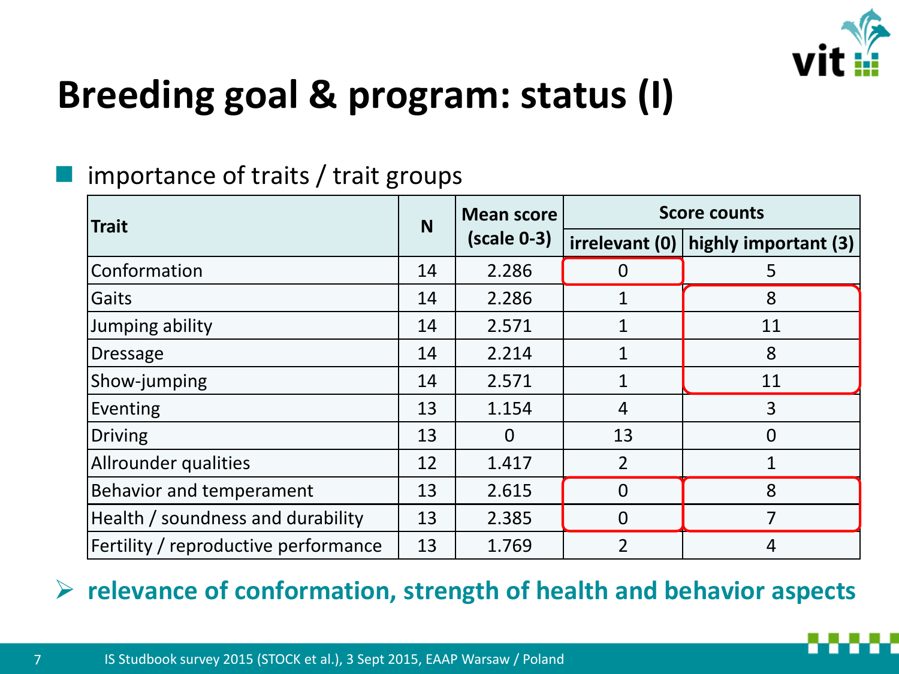# Breeding goal & program: status (I)

- importance of traits / trait groups

| Trait | N | Mean score (scale 0-3) | Score counts | |
|---|---|---|---|---|
| | | | irrelevant (0) | highly important (3) |
| Conformation | 14 | 2.286 | 0 | 5 |
| Gaits | 14 | 2.286 | 1 | 8 |
| Jumping ability | 14 | 2.571 | 1 | 11 |
| Dressage | 14 | 2.214 | 1 | 8 |
| Show-jumping | 14 | 2.571 | 1 | 11 |
| Eventing | 13 | 1.154 | 4 | 3 |
| Driving | 13 | 0 | 13 | 0 |
| Allrounder qualities | 12 | 1.417 | 2 | 1 |
| Behavior and temperament | 13 | 2.615 | 0 | 8 |
| Health / soundness and durability | 13 | 2.385 | 0 | 7 |
| Fertility / reproductive performance | 13 | 1.769 | 2 | 4 |

➢ **relevance of conformation, strength of health and behavior aspects**

IS Studbook survey 2015 (STOCK et al.), 3 Sept 2015, EAAP Warsaw / Poland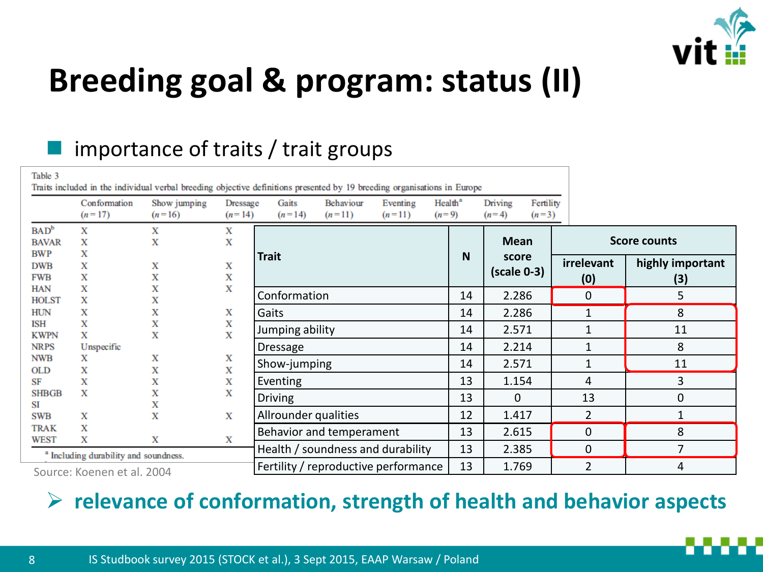# Breeding goal & program: status (II)

- importance of traits / trait groups

Table 3
Traits included in the individual verbal breeding objective definitions presented by 19 breeding organisations in Europe

| | Conformation ($n=17$) | Show jumping ($n=16$) | Dressage ($n=14$) | Gaits ($n=14$) | Behaviour ($n=11$) | Eventing ($n=11$) | Health[a] ($n=9$) | Driving ($n=4$) | Fertility ($n=3$) |
|---|---|---|---|---|---|---|---|---|---|
| BAD[b] | X | X | X | | | | | | |
| BAVAR | X | X | X | | | | | | |
| BWP | X | | | | | | | | |
| DWB | X | X | X | | | | | | |
| FWB | X | X | X | | | | | | |
| HAN | X | X | X | | | | | | |
| HOLST | X | X | | | | | | | |
| HUN | X | X | X | | | | | | |
| ISH | X | X | X | | | | | | |
| KWPN | X | X | X | | | | | | |
| NRPS | Unspecific | | | | | | | | |
| NWB | X | X | X | | | | | | |
| OLD | X | X | X | | | | | | |
| SF | X | X | X | | | | | | |
| SHBGB | X | X | X | | | | | | |
| SI | | X | | | | | | | |
| SWB | X | X | X | | | | | | |
| TRAK | X | | | | | | | | |
| WEST | X | X | X | | | | | | |

[a] Including durability and soundness.

Source: Koenen et al. 2004

| Trait | N | Mean score (scale 0-3) | Score counts | |
|---|---|---|---|---|
| | | | irrelevant (0) | highly important (3) |
| Conformation | 14 | 2.286 | 0 | 5 |
| Gaits | 14 | 2.286 | 1 | 8 |
| Jumping ability | 14 | 2.571 | 1 | 11 |
| Dressage | 14 | 2.214 | 1 | 8 |
| Show-jumping | 14 | 2.571 | 1 | 11 |
| Eventing | 13 | 1.154 | 4 | 3 |
| Driving | 13 | 0 | 13 | 0 |
| Allrounder qualities | 12 | 1.417 | 2 | 1 |
| Behavior and temperament | 13 | 2.615 | 0 | 8 |
| Health / soundness and durability | 13 | 2.385 | 0 | 7 |
| Fertility / reproductive performance | 13 | 1.769 | 2 | 4 |

➢ **relevance of conformation, strength of health and behavior aspects**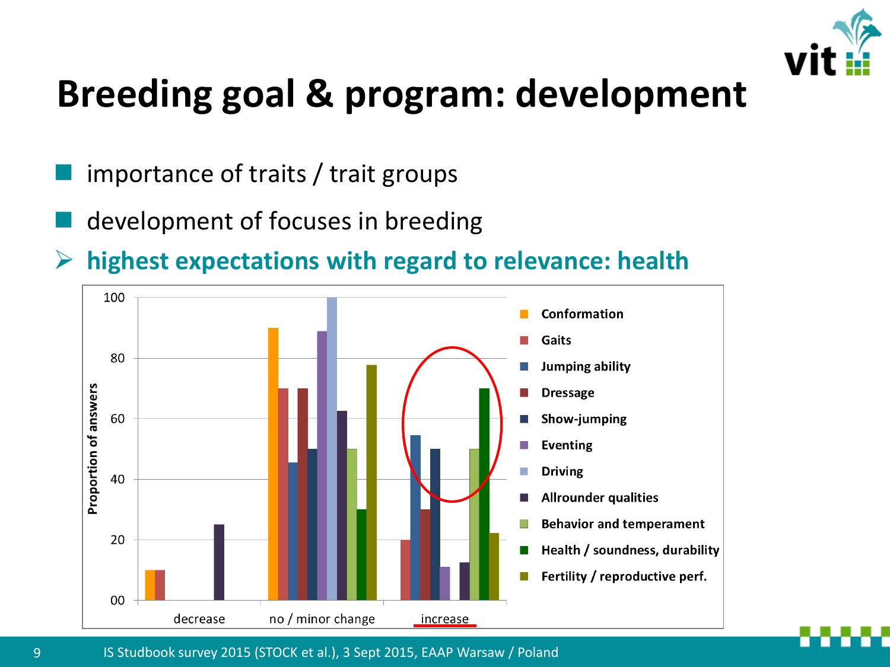# Breeding goal & program: development

- importance of traits / trait groups
- development of focuses in breeding

➢ **highest expectations with regard to relevance: health**

Proportion of answers

| | Conformation | Gaits | Jumping ability | Dressage | Show-jumping | Eventing | Driving | Allrounder qualities | Behavior and temperament | Health / soundness, durability | Fertility / reproductive perf. |
|---|---|---|---|---|---|---|---|---|---|---|---|
| decrease | 10 | 10 | | | | | | 25 | | | |
| no / minor change | 90 | 70 | 45 | 70 | 50 | 89 | 100 | 62 | 50 | 30 | 78 |
| increase | | 20 | 54 | 30 | 50 | 11 | | 12 | 50 | 70 | 22 |

IS Studbook survey 2015 (STOCK et al.), 3 Sept 2015, EAAP Warsaw / Poland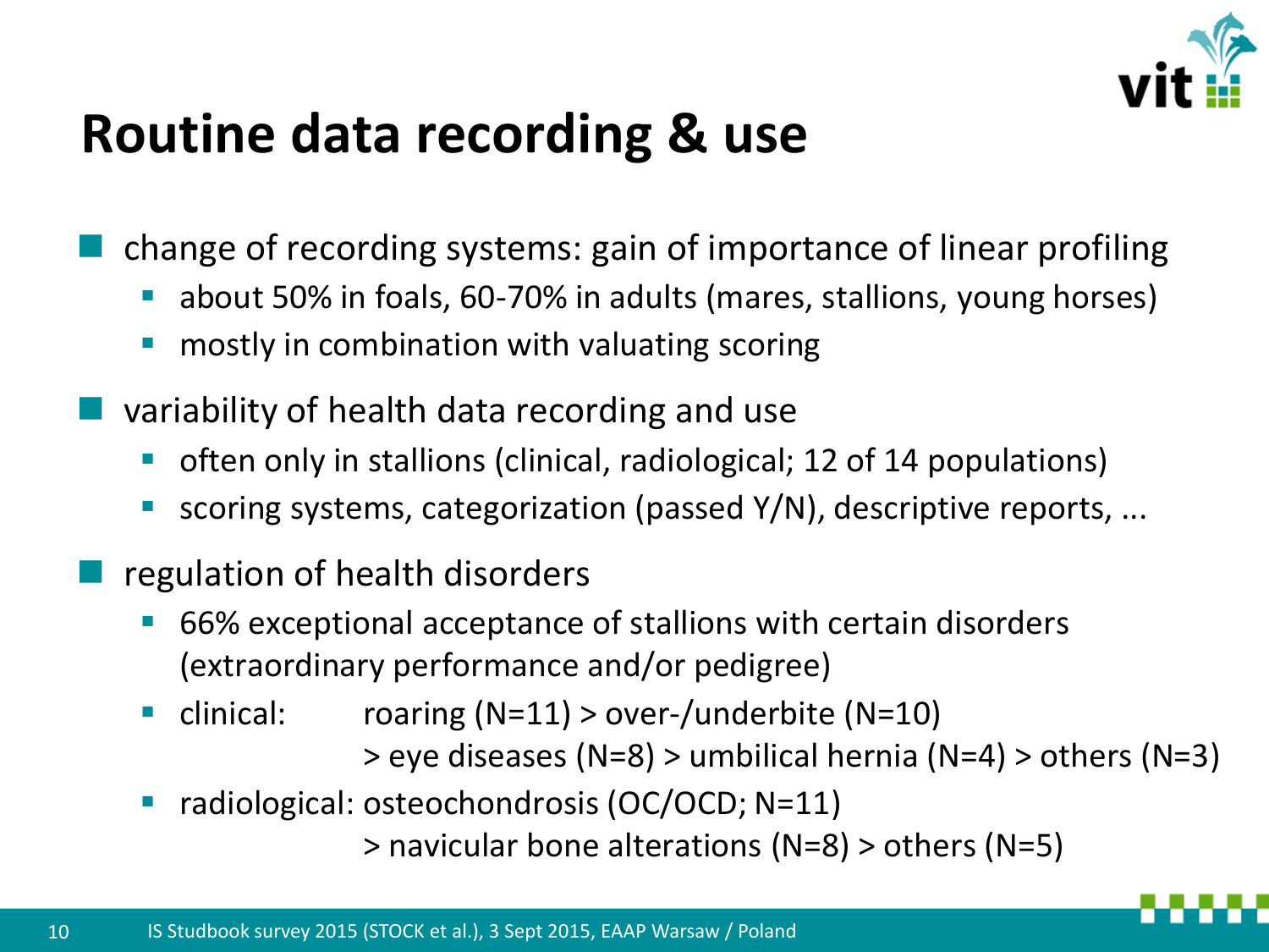# Routine data recording & use

- change of recording systems: gain of importance of linear profiling
  - about 50% in foals, 60-70% in adults (mares, stallions, young horses)
  - mostly in combination with valuating scoring
- variability of health data recording and use
  - often only in stallions (clinical, radiological; 12 of 14 populations)
  - scoring systems, categorization (passed Y/N), descriptive reports, ...
- regulation of health disorders
  - 66% exceptional acceptance of stallions with certain disorders (extraordinary performance and/or pedigree)
  - clinical: roaring (N=11) > over-/underbite (N=10) > eye diseases (N=8) > umbilical hernia (N=4) > others (N=3)
  - radiological: osteochondrosis (OC/OCD; N=11) > navicular bone alterations (N=8) > others (N=5)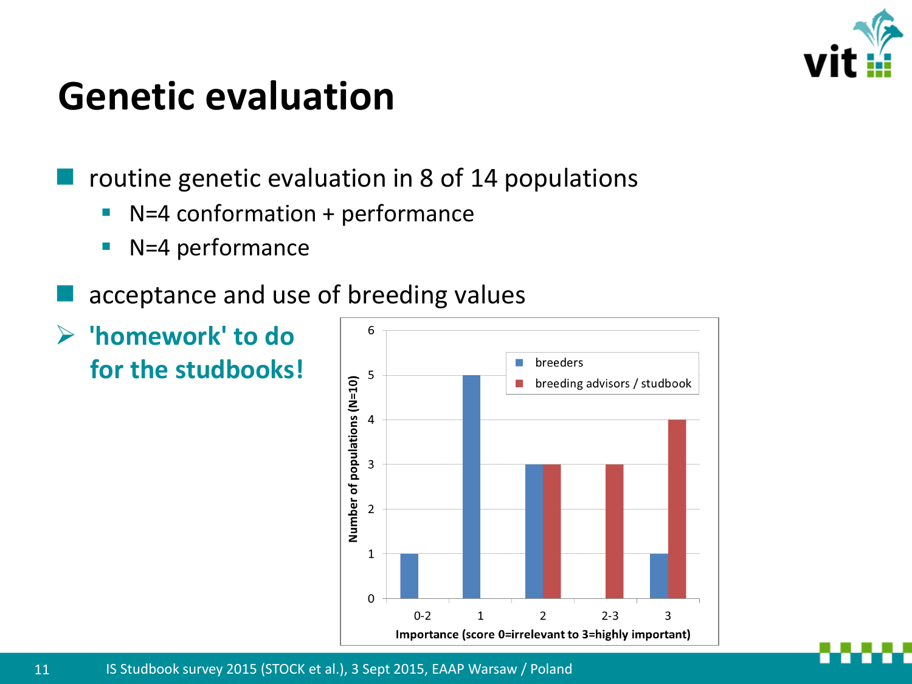# Genetic evaluation

- routine genetic evaluation in 8 of 14 populations
  - N=4 conformation + performance
  - N=4 performance
- acceptance and use of breeding values

➢ **'homework' to do for the studbooks!**

| Importance (score 0=irrelevant to 3=highly important) | breeders | breeding advisors / studbook |
| --- | --- | --- |
| 0-2 | 1 | 0 |
| 1 | 5 | 0 |
| 2 | 3 | 3 |
| 2-3 | 0 | 3 |
| 3 | 1 | 4 |

Number of populations (N=10)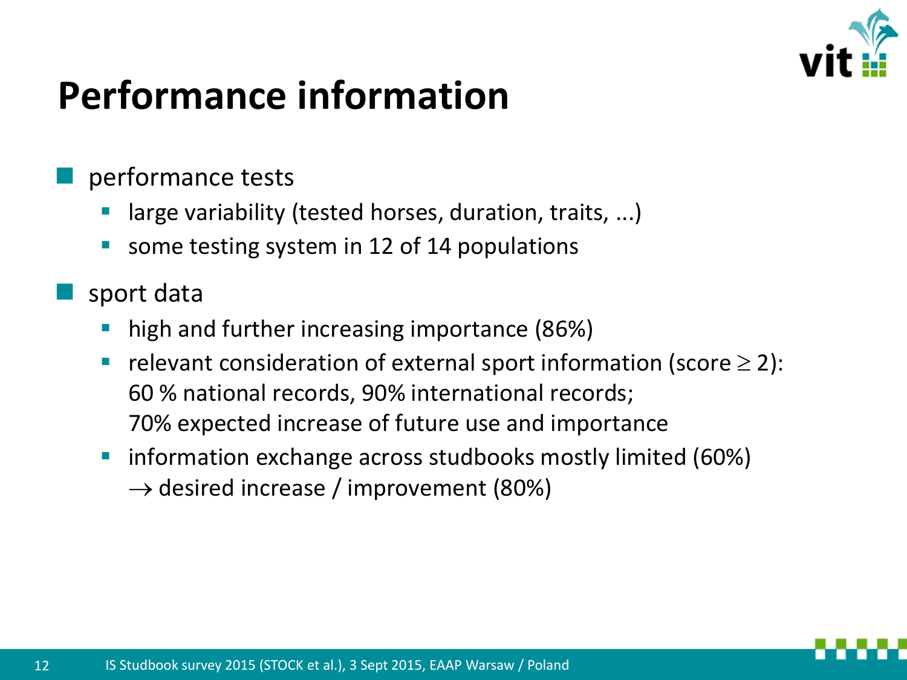# Performance information

- performance tests
  - large variability (tested horses, duration, traits, ...)
  - some testing system in 12 of 14 populations
- sport data
  - high and further increasing importance (86%)
  - relevant consideration of external sport information (score $\geq$ 2): 60 % national records, 90% international records; 70% expected increase of future use and importance
  - information exchange across studbooks mostly limited (60%) $\rightarrow$ desired increase / improvement (80%)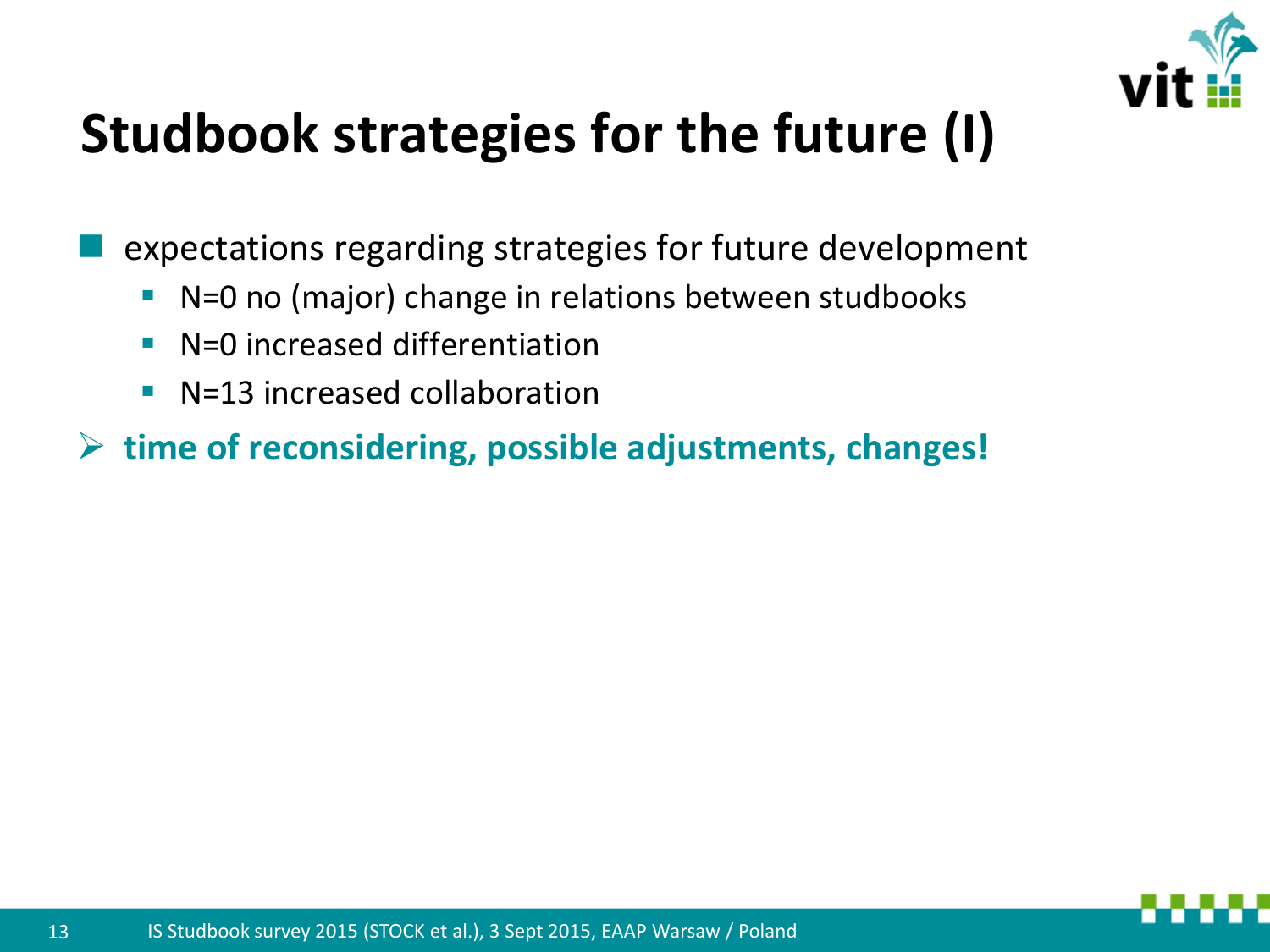# Studbook strategies for the future (I)

- expectations regarding strategies for future development
  - N=0 no (major) change in relations between studbooks
  - N=0 increased differentiation
  - N=13 increased collaboration

➢ **time of reconsidering, possible adjustments, changes!**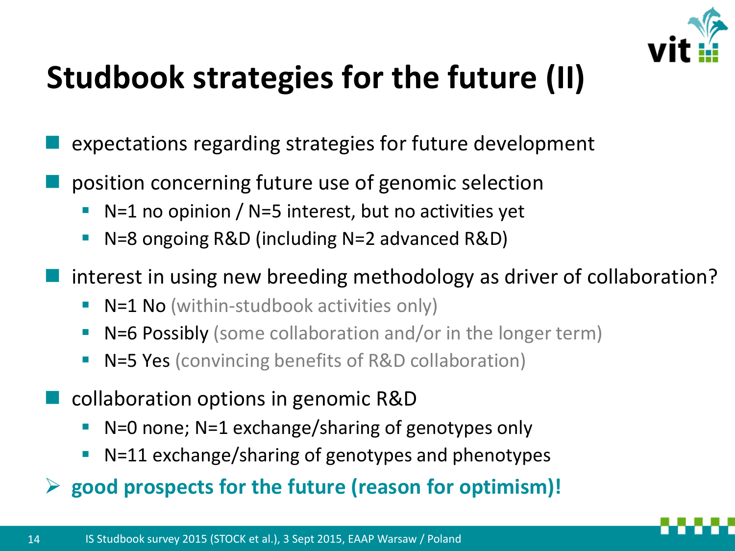# Studbook strategies for the future (II)

- expectations regarding strategies for future development
- position concerning future use of genomic selection
  - N=1 no opinion / N=5 interest, but no activities yet
  - N=8 ongoing R&D (including N=2 advanced R&D)
- interest in using new breeding methodology as driver of collaboration?
  - N=1 No (within-studbook activities only)
  - N=6 Possibly (some collaboration and/or in the longer term)
  - N=5 Yes (convincing benefits of R&D collaboration)
- collaboration options in genomic R&D
  - N=0 none; N=1 exchange/sharing of genotypes only
  - N=11 exchange/sharing of genotypes and phenotypes

➢ **good prospects for the future (reason for optimism)!**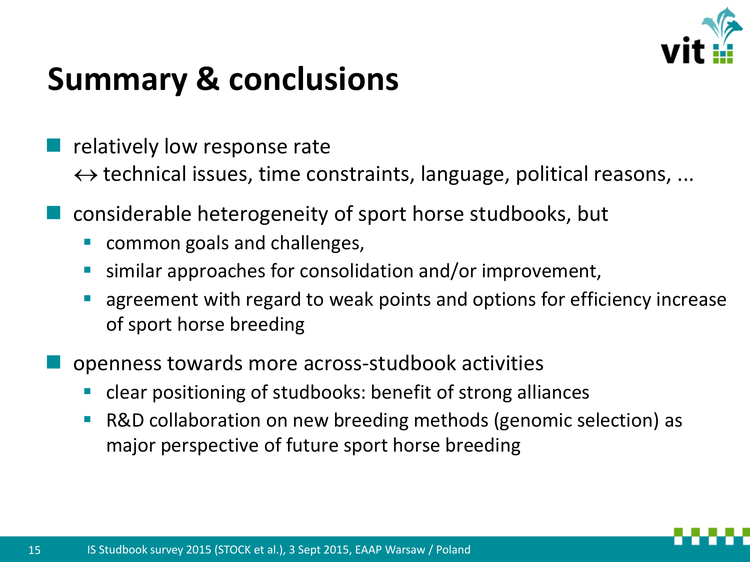# Summary & conclusions

- relatively low response rate
  ↔ technical issues, time constraints, language, political reasons, ...
- considerable heterogeneity of sport horse studbooks, but
  - common goals and challenges,
  - similar approaches for consolidation and/or improvement,
  - agreement with regard to weak points and options for efficiency increase of sport horse breeding
- openness towards more across-studbook activities
  - clear positioning of studbooks: benefit of strong alliances
  - R&D collaboration on new breeding methods (genomic selection) as major perspective of future sport horse breeding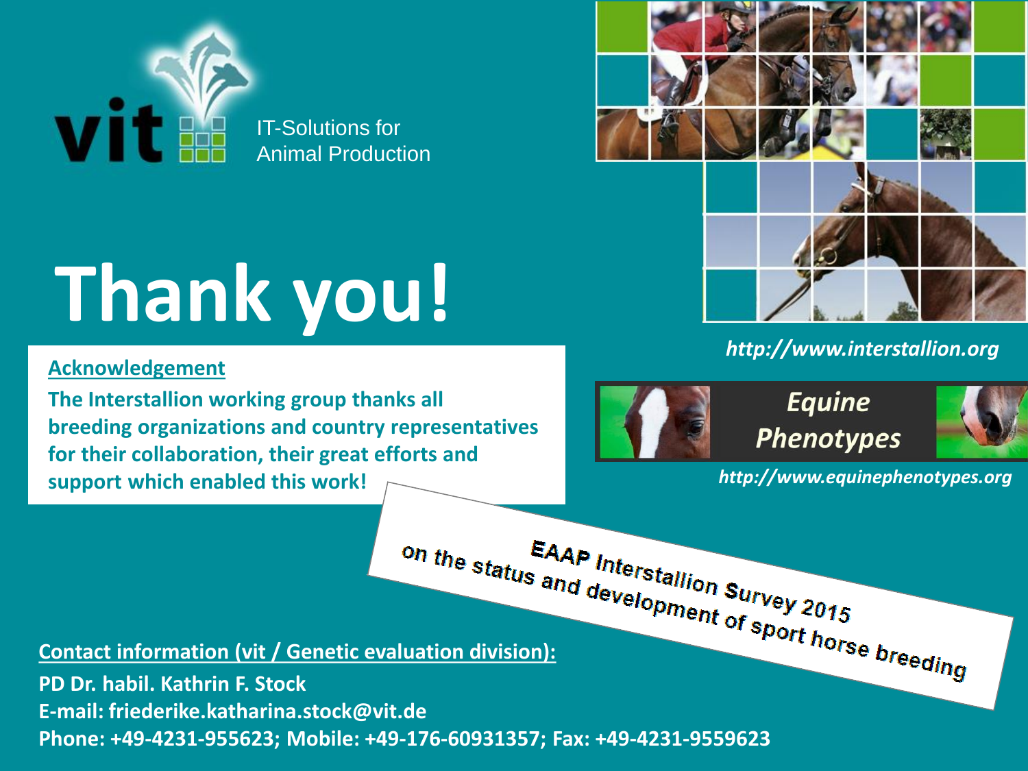vit

IT-Solutions for Animal Production

# Thank you!

**Acknowledgement**

**The Interstallion working group thanks all breeding organizations and country representatives for their collaboration, their great efforts and support which enabled this work!**

***http://www.interstallion.org***

***Equine Phenotypes***

***http://www.equinephenotypes.org***

**EAAP Interstallion Survey 2015 on the status and development of sport horse breeding**

**Contact information (vit / Genetic evaluation division):**

**PD Dr. habil. Kathrin F. Stock**
**E-mail: friederike.katharina.stock@vit.de**
**Phone: +49-4231-955623; Mobile: +49-176-60931357; Fax: +49-4231-9559623**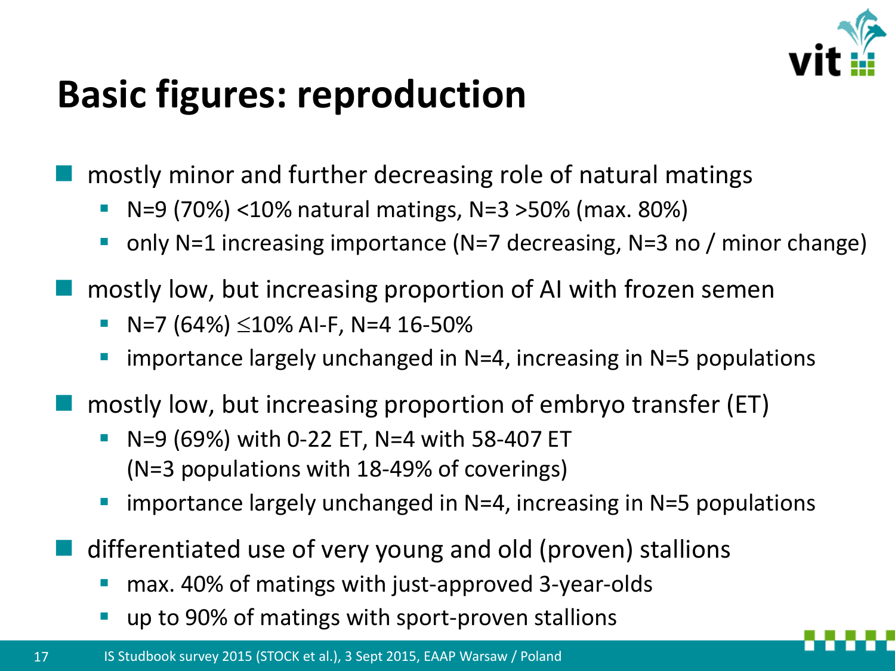# Basic figures: reproduction

- mostly minor and further decreasing role of natural matings
  - N=9 (70%) <10% natural matings, N=3 >50% (max. 80%)
  - only N=1 increasing importance (N=7 decreasing, N=3 no / minor change)
- mostly low, but increasing proportion of AI with frozen semen
  - N=7 (64%) $\leq$10% AI-F, N=4 16-50%
  - importance largely unchanged in N=4, increasing in N=5 populations
- mostly low, but increasing proportion of embryo transfer (ET)
  - N=9 (69%) with 0-22 ET, N=4 with 58-407 ET
    (N=3 populations with 18-49% of coverings)
  - importance largely unchanged in N=4, increasing in N=5 populations
- differentiated use of very young and old (proven) stallions
  - max. 40% of matings with just-approved 3-year-olds
  - up to 90% of matings with sport-proven stallions